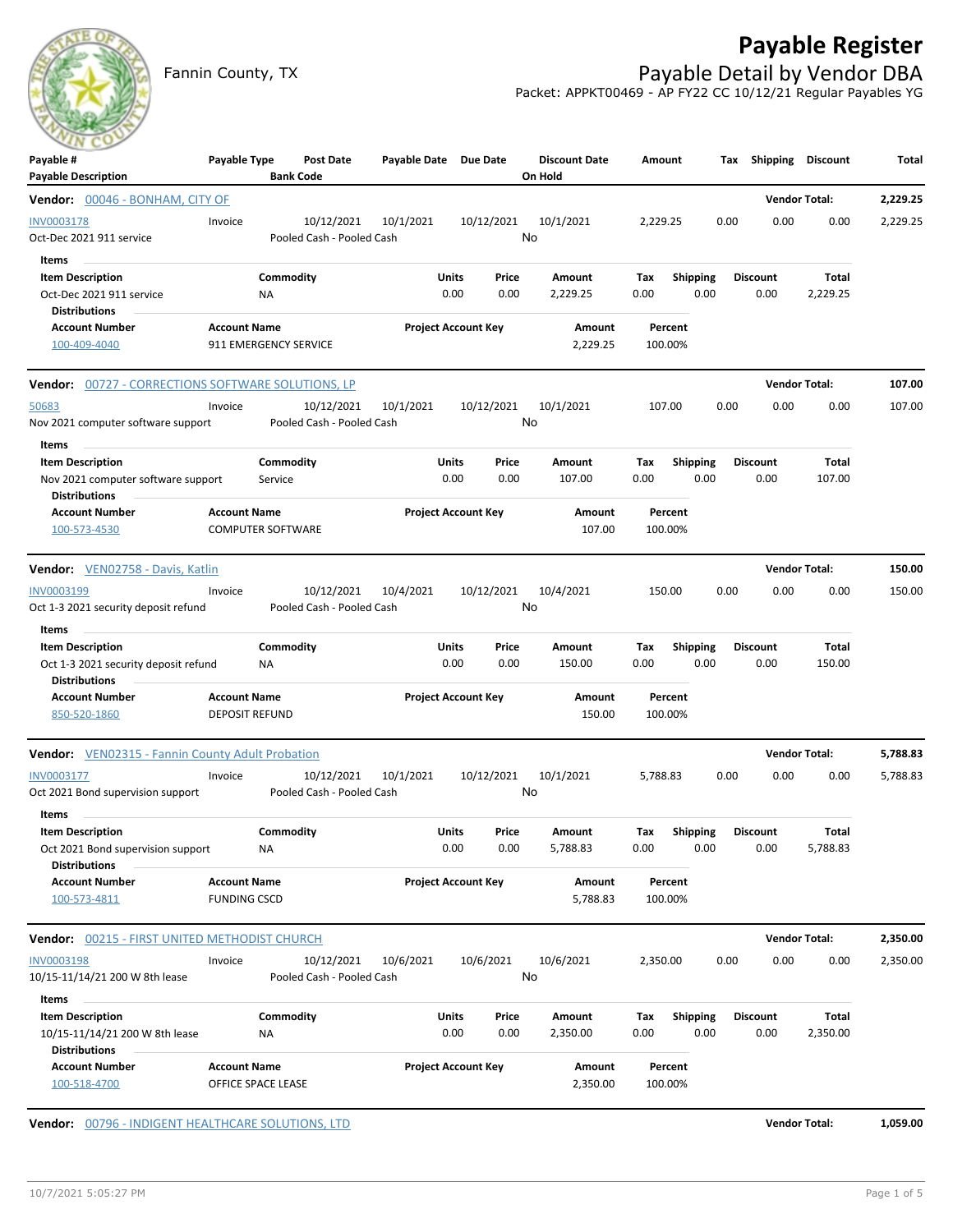# Payable Register

Fannin County, TX

## Payable Detail by Vendor DBA

Packet: APPKT00469 - AP FY22 CC 10/12/21 Regular Payables YG

| Payable # / Payable Description | Payable Type | Post Date / Bank Code | Payable Date | Due Date | Discount Date / On Hold | Amount | Tax | Shipping | Discount | Total |
|---|---|---|---|---|---|---|---|---|---|---|

---

**Vendor:** 00046 - BONHAM, CITY OF — **Vendor Total:** 2,229.25

| Payable # | Payable Type | Post Date | Payable Date | Due Date | Discount Date | Amount | Tax | Shipping | Discount | Total |
|---|---|---|---|---|---|---|---|---|---|---|
| INV0003178 | Invoice | 10/12/2021 | 10/1/2021 | 10/12/2021 | 10/1/2021 | 2,229.25 | 0.00 | 0.00 | 0.00 | 2,229.25 |
| Oct-Dec 2021 911 service | | Pooled Cash - Pooled Cash | | | No | | | | | |

**Items**

| Item Description | Commodity | Units | Price | Amount | Tax | Shipping | Discount | Total |
|---|---|---|---|---|---|---|---|---|
| Oct-Dec 2021 911 service | NA | 0.00 | 0.00 | 2,229.25 | 0.00 | 0.00 | 0.00 | 2,229.25 |

**Distributions**

| Account Number | Account Name | Project Account Key | Amount | Percent |
|---|---|---|---|---|
| 100-409-4040 | 911 EMERGENCY SERVICE | | 2,229.25 | 100.00% |

---

**Vendor:** 00727 - CORRECTIONS SOFTWARE SOLUTIONS, LP — **Vendor Total:** 107.00

| Payable # | Payable Type | Post Date | Payable Date | Due Date | Discount Date | Amount | Tax | Shipping | Discount | Total |
|---|---|---|---|---|---|---|---|---|---|---|
| 50683 | Invoice | 10/12/2021 | 10/1/2021 | 10/12/2021 | 10/1/2021 | 107.00 | 0.00 | 0.00 | 0.00 | 107.00 |
| Nov 2021 computer software support | | Pooled Cash - Pooled Cash | | | No | | | | | |

**Items**

| Item Description | Commodity | Units | Price | Amount | Tax | Shipping | Discount | Total |
|---|---|---|---|---|---|---|---|---|
| Nov 2021 computer software support | Service | 0.00 | 0.00 | 107.00 | 0.00 | 0.00 | 0.00 | 107.00 |

**Distributions**

| Account Number | Account Name | Project Account Key | Amount | Percent |
|---|---|---|---|---|
| 100-573-4530 | COMPUTER SOFTWARE | | 107.00 | 100.00% |

---

**Vendor:** VEN02758 - Davis, Katlin — **Vendor Total:** 150.00

| Payable # | Payable Type | Post Date | Payable Date | Due Date | Discount Date | Amount | Tax | Shipping | Discount | Total |
|---|---|---|---|---|---|---|---|---|---|---|
| INV0003199 | Invoice | 10/12/2021 | 10/4/2021 | 10/12/2021 | 10/4/2021 | 150.00 | 0.00 | 0.00 | 0.00 | 150.00 |
| Oct 1-3 2021 security deposit refund | | Pooled Cash - Pooled Cash | | | No | | | | | |

**Items**

| Item Description | Commodity | Units | Price | Amount | Tax | Shipping | Discount | Total |
|---|---|---|---|---|---|---|---|---|
| Oct 1-3 2021 security deposit refund | NA | 0.00 | 0.00 | 150.00 | 0.00 | 0.00 | 0.00 | 150.00 |

**Distributions**

| Account Number | Account Name | Project Account Key | Amount | Percent |
|---|---|---|---|---|
| 850-520-1860 | DEPOSIT REFUND | | 150.00 | 100.00% |

---

**Vendor:** VEN02315 - Fannin County Adult Probation — **Vendor Total:** 5,788.83

| Payable # | Payable Type | Post Date | Payable Date | Due Date | Discount Date | Amount | Tax | Shipping | Discount | Total |
|---|---|---|---|---|---|---|---|---|---|---|
| INV0003177 | Invoice | 10/12/2021 | 10/1/2021 | 10/12/2021 | 10/1/2021 | 5,788.83 | 0.00 | 0.00 | 0.00 | 5,788.83 |
| Oct 2021 Bond supervision support | | Pooled Cash - Pooled Cash | | | No | | | | | |

**Items**

| Item Description | Commodity | Units | Price | Amount | Tax | Shipping | Discount | Total |
|---|---|---|---|---|---|---|---|---|
| Oct 2021 Bond supervision support | NA | 0.00 | 0.00 | 5,788.83 | 0.00 | 0.00 | 0.00 | 5,788.83 |

**Distributions**

| Account Number | Account Name | Project Account Key | Amount | Percent |
|---|---|---|---|---|
| 100-573-4811 | FUNDING CSCD | | 5,788.83 | 100.00% |

---

**Vendor:** 00215 - FIRST UNITED METHODIST CHURCH — **Vendor Total:** 2,350.00

| Payable # | Payable Type | Post Date | Payable Date | Due Date | Discount Date | Amount | Tax | Shipping | Discount | Total |
|---|---|---|---|---|---|---|---|---|---|---|
| INV0003198 | Invoice | 10/12/2021 | 10/6/2021 | 10/6/2021 | 10/6/2021 | 2,350.00 | 0.00 | 0.00 | 0.00 | 2,350.00 |
| 10/15-11/14/21 200 W 8th lease | | Pooled Cash - Pooled Cash | | | No | | | | | |

**Items**

| Item Description | Commodity | Units | Price | Amount | Tax | Shipping | Discount | Total |
|---|---|---|---|---|---|---|---|---|
| 10/15-11/14/21 200 W 8th lease | NA | 0.00 | 0.00 | 2,350.00 | 0.00 | 0.00 | 0.00 | 2,350.00 |

**Distributions**

| Account Number | Account Name | Project Account Key | Amount | Percent |
|---|---|---|---|---|
| 100-518-4700 | OFFICE SPACE LEASE | | 2,350.00 | 100.00% |

---

**Vendor:** 00796 - INDIGENT HEALTHCARE SOLUTIONS, LTD — **Vendor Total:** 1,059.00

10/7/2021 5:05:27 PM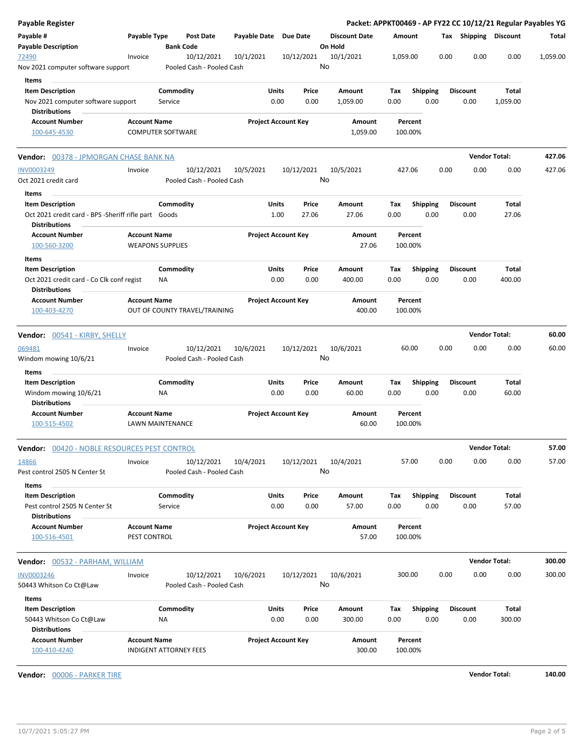**Payable Register** — **Packet: APPKT00469 - AP FY22 CC 10/12/21 Regular Payables YG**

| Payable # / Payable Description | Payable Type | Post Date / Bank Code | Payable Date | Due Date | Discount Date / On Hold | Amount | Tax | Shipping | Discount | Total |
|---|---|---|---|---|---|---|---|---|---|---|
| 72490 | Invoice | 10/12/2021 | 10/1/2021 | 10/12/2021 | 10/1/2021 | 1,059.00 | 0.00 | 0.00 | 0.00 | 1,059.00 |
| Nov 2021 computer software support | | Pooled Cash - Pooled Cash | | | No | | | | | |

**Items**

| Item Description | Commodity | Units | Price | Amount | Tax | Shipping | Discount | Total |
|---|---|---|---|---|---|---|---|---|
| Nov 2021 computer software support | Service | 0.00 | 0.00 | 1,059.00 | 0.00 | 0.00 | 0.00 | 1,059.00 |

**Distributions**

| Account Number | Account Name | Project Account Key | Amount | Percent |
|---|---|---|---|---|
| 100-645-4530 | COMPUTER SOFTWARE | | 1,059.00 | 100.00% |

---

**Vendor:** 00378 - JPMORGAN CHASE BANK NA — **Vendor Total: 427.06**

| Payable # / Payable Description | Payable Type | Post Date / Bank Code | Payable Date | Due Date | Discount Date / On Hold | Amount | Tax | Shipping | Discount | Total |
|---|---|---|---|---|---|---|---|---|---|---|
| INV0003249 | Invoice | 10/12/2021 | 10/5/2021 | 10/12/2021 | 10/5/2021 | 427.06 | 0.00 | 0.00 | 0.00 | 427.06 |
| Oct 2021 credit card | | Pooled Cash - Pooled Cash | | | No | | | | | |

**Items**

| Item Description | Commodity | Units | Price | Amount | Tax | Shipping | Discount | Total |
|---|---|---|---|---|---|---|---|---|
| Oct 2021 credit card - BPS -Sheriff rifle part | Goods | 1.00 | 27.06 | 27.06 | 0.00 | 0.00 | 0.00 | 27.06 |

**Distributions**

| Account Number | Account Name | Project Account Key | Amount | Percent |
|---|---|---|---|---|
| 100-560-3200 | WEAPONS SUPPLIES | | 27.06 | 100.00% |

**Items**

| Item Description | Commodity | Units | Price | Amount | Tax | Shipping | Discount | Total |
|---|---|---|---|---|---|---|---|---|
| Oct 2021 credit card - Co Clk conf regist | NA | 0.00 | 0.00 | 400.00 | 0.00 | 0.00 | 0.00 | 400.00 |

**Distributions**

| Account Number | Account Name | Project Account Key | Amount | Percent |
|---|---|---|---|---|
| 100-403-4270 | OUT OF COUNTY TRAVEL/TRAINING | | 400.00 | 100.00% |

---

**Vendor:** 00541 - KIRBY, SHELLY — **Vendor Total: 60.00**

| Payable # / Payable Description | Payable Type | Post Date / Bank Code | Payable Date | Due Date | Discount Date / On Hold | Amount | Tax | Shipping | Discount | Total |
|---|---|---|---|---|---|---|---|---|---|---|
| 069481 | Invoice | 10/12/2021 | 10/6/2021 | 10/12/2021 | 10/6/2021 | 60.00 | 0.00 | 0.00 | 0.00 | 60.00 |
| Windom mowing 10/6/21 | | Pooled Cash - Pooled Cash | | | No | | | | | |

**Items**

| Item Description | Commodity | Units | Price | Amount | Tax | Shipping | Discount | Total |
|---|---|---|---|---|---|---|---|---|
| Windom mowing 10/6/21 | NA | 0.00 | 0.00 | 60.00 | 0.00 | 0.00 | 0.00 | 60.00 |

**Distributions**

| Account Number | Account Name | Project Account Key | Amount | Percent |
|---|---|---|---|---|
| 100-515-4502 | LAWN MAINTENANCE | | 60.00 | 100.00% |

---

**Vendor:** 00420 - NOBLE RESOURCES PEST CONTROL — **Vendor Total: 57.00**

| Payable # / Payable Description | Payable Type | Post Date / Bank Code | Payable Date | Due Date | Discount Date / On Hold | Amount | Tax | Shipping | Discount | Total |
|---|---|---|---|---|---|---|---|---|---|---|
| 14866 | Invoice | 10/12/2021 | 10/4/2021 | 10/12/2021 | 10/4/2021 | 57.00 | 0.00 | 0.00 | 0.00 | 57.00 |
| Pest control 2505 N Center St | | Pooled Cash - Pooled Cash | | | No | | | | | |

**Items**

| Item Description | Commodity | Units | Price | Amount | Tax | Shipping | Discount | Total |
|---|---|---|---|---|---|---|---|---|
| Pest control 2505 N Center St | Service | 0.00 | 0.00 | 57.00 | 0.00 | 0.00 | 0.00 | 57.00 |

**Distributions**

| Account Number | Account Name | Project Account Key | Amount | Percent |
|---|---|---|---|---|
| 100-516-4501 | PEST CONTROL | | 57.00 | 100.00% |

---

**Vendor:** 00532 - PARHAM, WILLIAM — **Vendor Total: 300.00**

| Payable # / Payable Description | Payable Type | Post Date / Bank Code | Payable Date | Due Date | Discount Date / On Hold | Amount | Tax | Shipping | Discount | Total |
|---|---|---|---|---|---|---|---|---|---|---|
| INV0003246 | Invoice | 10/12/2021 | 10/6/2021 | 10/12/2021 | 10/6/2021 | 300.00 | 0.00 | 0.00 | 0.00 | 300.00 |
| 50443 Whitson Co Ct@Law | | Pooled Cash - Pooled Cash | | | No | | | | | |

**Items**

| Item Description | Commodity | Units | Price | Amount | Tax | Shipping | Discount | Total |
|---|---|---|---|---|---|---|---|---|
| 50443 Whitson Co Ct@Law | NA | 0.00 | 0.00 | 300.00 | 0.00 | 0.00 | 0.00 | 300.00 |

**Distributions**

| Account Number | Account Name | Project Account Key | Amount | Percent |
|---|---|---|---|---|
| 100-410-4240 | INDIGENT ATTORNEY FEES | | 300.00 | 100.00% |

---

**Vendor:** 00006 - PARKER TIRE — **Vendor Total: 140.00**

10/7/2021 5:05:27 PM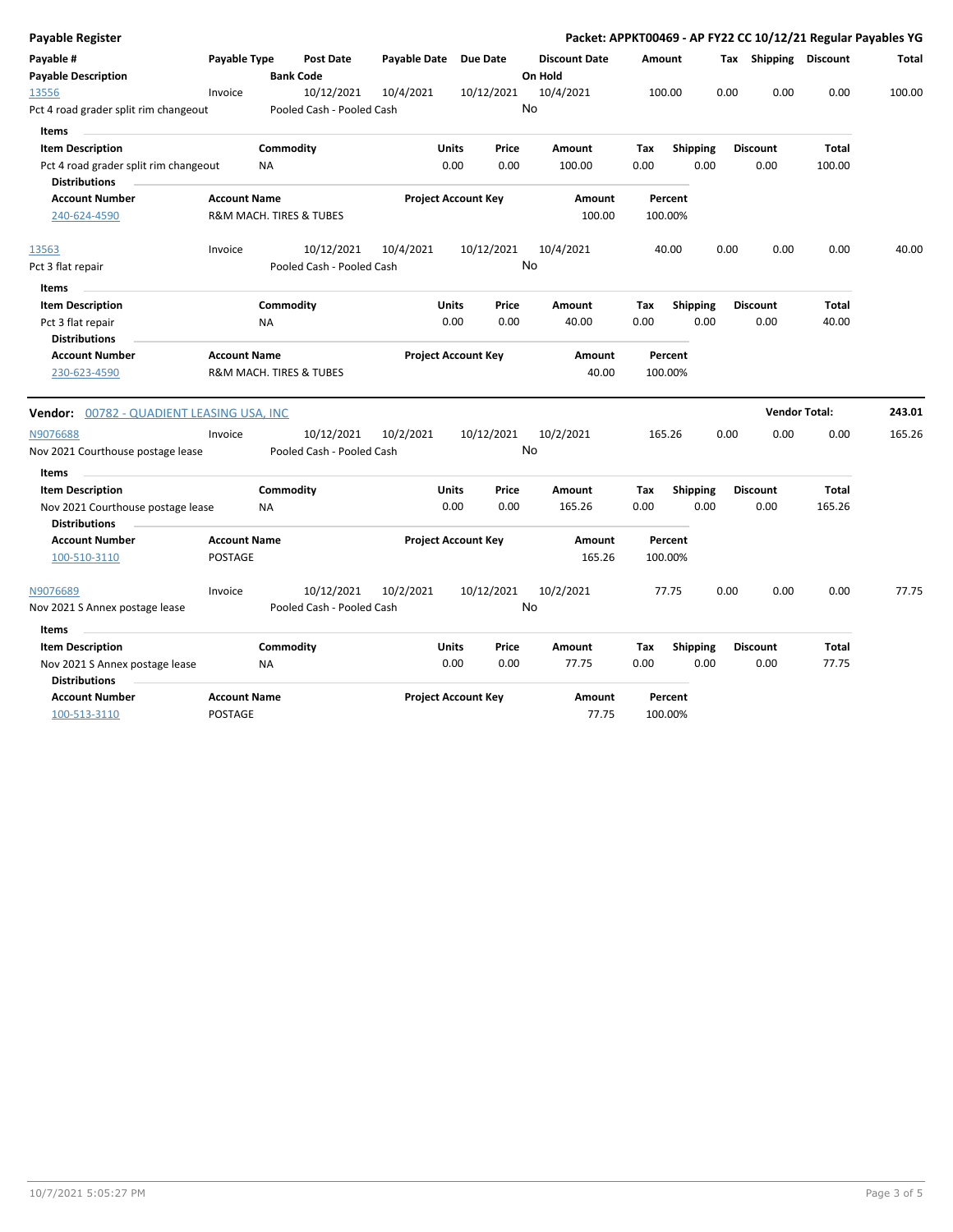**Payable Register** — **Packet: APPKT00469 - AP FY22 CC 10/12/21 Regular Payables YG**

| Payable # | Payable Type | Post Date | Payable Date | Due Date | Discount Date | Amount | Tax | Shipping | Discount | Total |
|---|---|---|---|---|---|---|---|---|---|---|
| **Payable Description** | | **Bank Code** | | | **On Hold** | | | | | |

| Payable # | Payable Type | Post Date | Payable Date | Due Date | Discount Date | Amount | Tax | Shipping | Discount | Total |
|---|---|---|---|---|---|---|---|---|---|---|
| 13556 | Invoice | 10/12/2021 | 10/4/2021 | 10/12/2021 | 10/4/2021 | 100.00 | 0.00 | 0.00 | 0.00 | 100.00 |
| Pct 4 road grader split rim changeout | | Pooled Cash - Pooled Cash | | | No | | | | | |

**Items**

| Item Description | Commodity | Units | Price | Amount | Tax | Shipping | Discount | Total |
|---|---|---|---|---|---|---|---|---|
| Pct 4 road grader split rim changeout | NA | 0.00 | 0.00 | 100.00 | 0.00 | 0.00 | 0.00 | 100.00 |

**Distributions**

| Account Number | Account Name | Project Account Key | Amount | Percent |
|---|---|---|---|---|
| 240-624-4590 | R&M MACH. TIRES & TUBES | | 100.00 | 100.00% |

| Payable # | Payable Type | Post Date | Payable Date | Due Date | Discount Date | Amount | Tax | Shipping | Discount | Total |
|---|---|---|---|---|---|---|---|---|---|---|
| 13563 | Invoice | 10/12/2021 | 10/4/2021 | 10/12/2021 | 10/4/2021 | 40.00 | 0.00 | 0.00 | 0.00 | 40.00 |
| Pct 3 flat repair | | Pooled Cash - Pooled Cash | | | No | | | | | |

**Items**

| Item Description | Commodity | Units | Price | Amount | Tax | Shipping | Discount | Total |
|---|---|---|---|---|---|---|---|---|
| Pct 3 flat repair | NA | 0.00 | 0.00 | 40.00 | 0.00 | 0.00 | 0.00 | 40.00 |

**Distributions**

| Account Number | Account Name | Project Account Key | Amount | Percent |
|---|---|---|---|---|
| 230-623-4590 | R&M MACH. TIRES & TUBES | | 40.00 | 100.00% |

---

**Vendor:** 00782 - QUADIENT LEASING USA, INC — **Vendor Total: 243.01**

| Payable # | Payable Type | Post Date | Payable Date | Due Date | Discount Date | Amount | Tax | Shipping | Discount | Total |
|---|---|---|---|---|---|---|---|---|---|---|
| N9076688 | Invoice | 10/12/2021 | 10/2/2021 | 10/12/2021 | 10/2/2021 | 165.26 | 0.00 | 0.00 | 0.00 | 165.26 |
| Nov 2021 Courthouse postage lease | | Pooled Cash - Pooled Cash | | | No | | | | | |

**Items**

| Item Description | Commodity | Units | Price | Amount | Tax | Shipping | Discount | Total |
|---|---|---|---|---|---|---|---|---|
| Nov 2021 Courthouse postage lease | NA | 0.00 | 0.00 | 165.26 | 0.00 | 0.00 | 0.00 | 165.26 |

**Distributions**

| Account Number | Account Name | Project Account Key | Amount | Percent |
|---|---|---|---|---|
| 100-510-3110 | POSTAGE | | 165.26 | 100.00% |

| Payable # | Payable Type | Post Date | Payable Date | Due Date | Discount Date | Amount | Tax | Shipping | Discount | Total |
|---|---|---|---|---|---|---|---|---|---|---|
| N9076689 | Invoice | 10/12/2021 | 10/2/2021 | 10/12/2021 | 10/2/2021 | 77.75 | 0.00 | 0.00 | 0.00 | 77.75 |
| Nov 2021 S Annex postage lease | | Pooled Cash - Pooled Cash | | | No | | | | | |

**Items**

| Item Description | Commodity | Units | Price | Amount | Tax | Shipping | Discount | Total |
|---|---|---|---|---|---|---|---|---|
| Nov 2021 S Annex postage lease | NA | 0.00 | 0.00 | 77.75 | 0.00 | 0.00 | 0.00 | 77.75 |

**Distributions**

| Account Number | Account Name | Project Account Key | Amount | Percent |
|---|---|---|---|---|
| 100-513-3110 | POSTAGE | | 77.75 | 100.00% |

10/7/2021 5:05:27 PM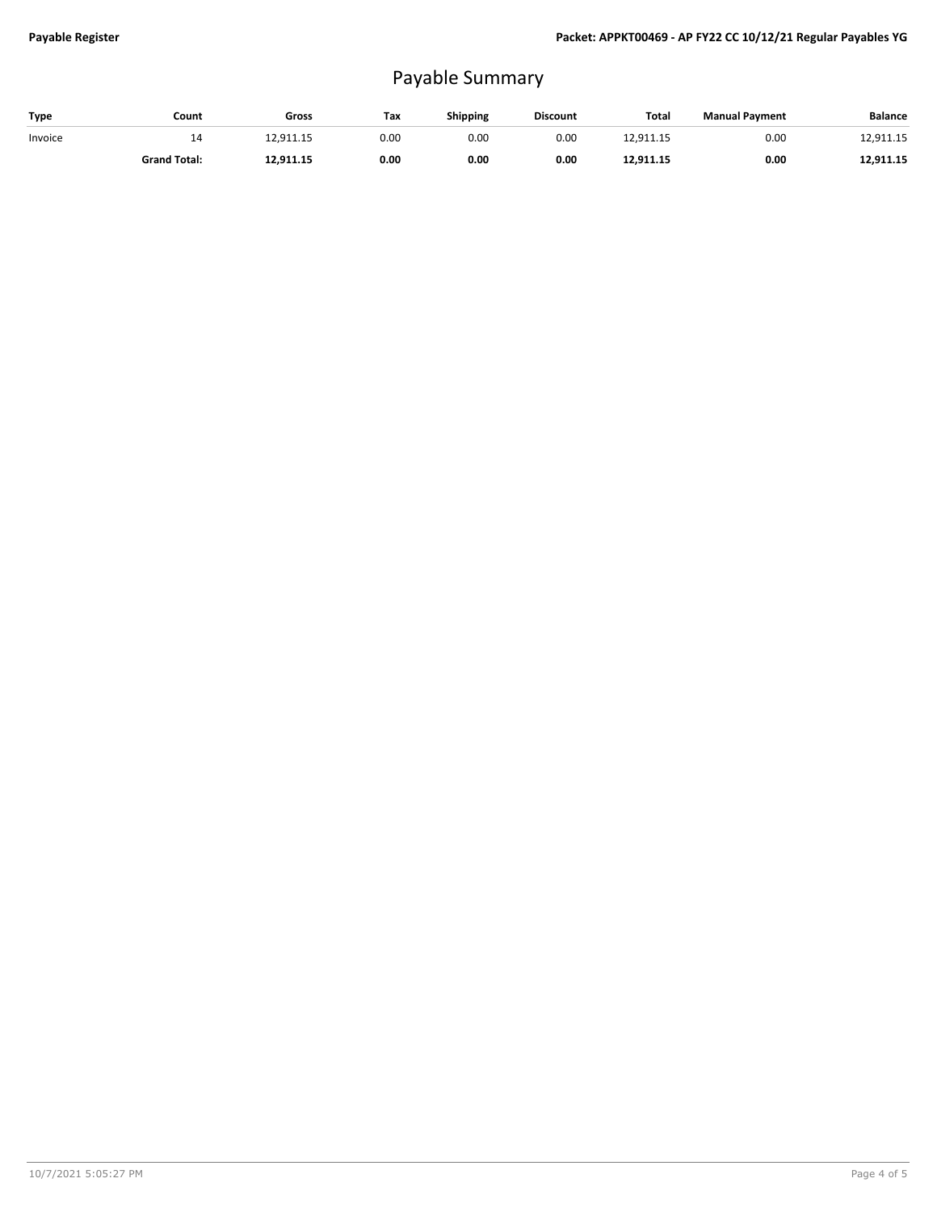# Payable Summary

| Type | Count | Gross | Tax | Shipping | Discount | Total | Manual Payment | Balance |
|---|---|---|---|---|---|---|---|---|
| Invoice | 14 | 12,911.15 | 0.00 | 0.00 | 0.00 | 12,911.15 | 0.00 | 12,911.15 |
| | **Grand Total:** | **12,911.15** | **0.00** | **0.00** | **0.00** | **12,911.15** | **0.00** | **12,911.15** |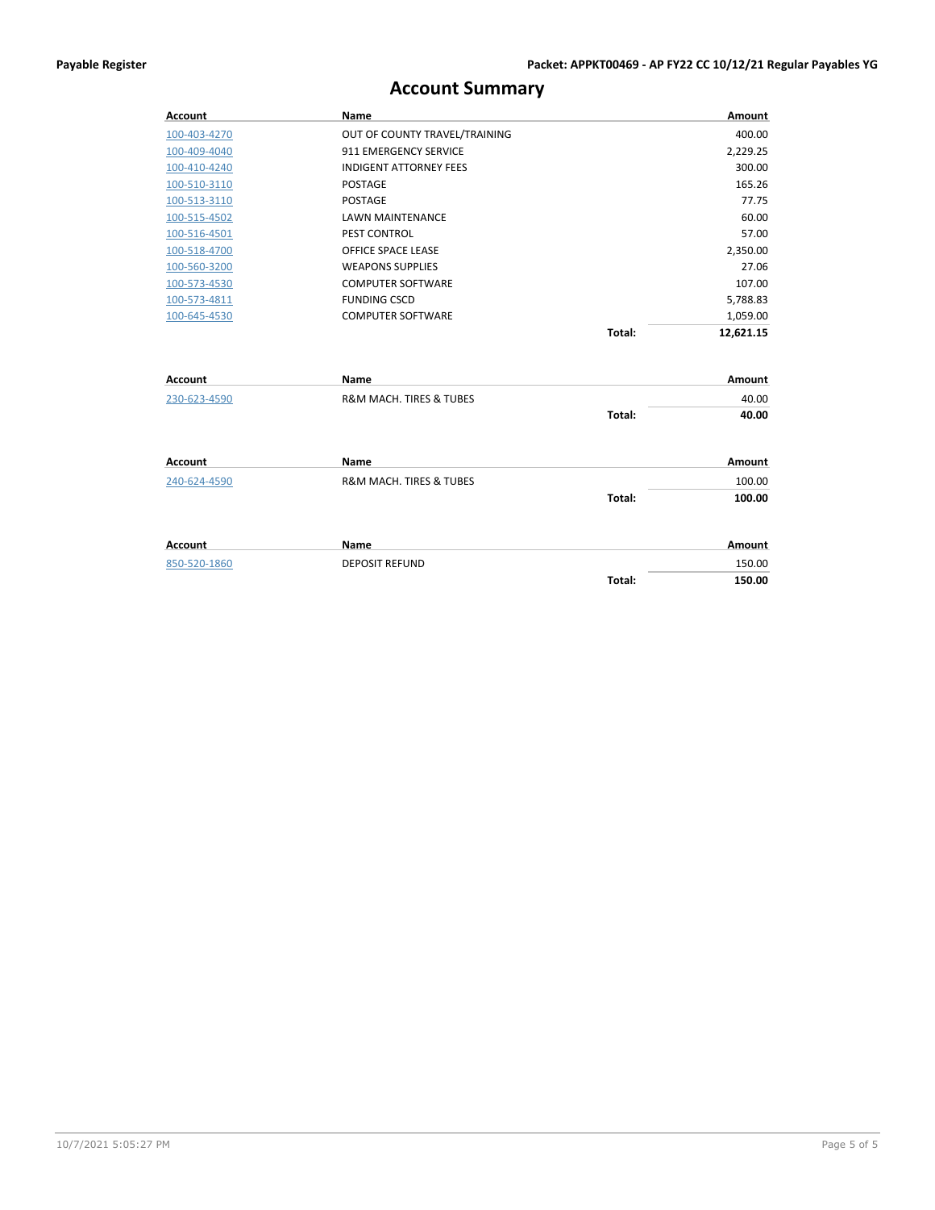## Account Summary

| Account | Name | | Amount |
|---|---|---|---|
| 100-403-4270 | OUT OF COUNTY TRAVEL/TRAINING | | 400.00 |
| 100-409-4040 | 911 EMERGENCY SERVICE | | 2,229.25 |
| 100-410-4240 | INDIGENT ATTORNEY FEES | | 300.00 |
| 100-510-3110 | POSTAGE | | 165.26 |
| 100-513-3110 | POSTAGE | | 77.75 |
| 100-515-4502 | LAWN MAINTENANCE | | 60.00 |
| 100-516-4501 | PEST CONTROL | | 57.00 |
| 100-518-4700 | OFFICE SPACE LEASE | | 2,350.00 |
| 100-560-3200 | WEAPONS SUPPLIES | | 27.06 |
| 100-573-4530 | COMPUTER SOFTWARE | | 107.00 |
| 100-573-4811 | FUNDING CSCD | | 5,788.83 |
| 100-645-4530 | COMPUTER SOFTWARE | | 1,059.00 |
| | | **Total:** | **12,621.15** |

| Account | Name | | Amount |
|---|---|---|---|
| 230-623-4590 | R&M MACH. TIRES & TUBES | | 40.00 |
| | | **Total:** | **40.00** |

| Account | Name | | Amount |
|---|---|---|---|
| 240-624-4590 | R&M MACH. TIRES & TUBES | | 100.00 |
| | | **Total:** | **100.00** |

| Account | Name | | Amount |
|---|---|---|---|
| 850-520-1860 | DEPOSIT REFUND | | 150.00 |
| | | **Total:** | **150.00** |